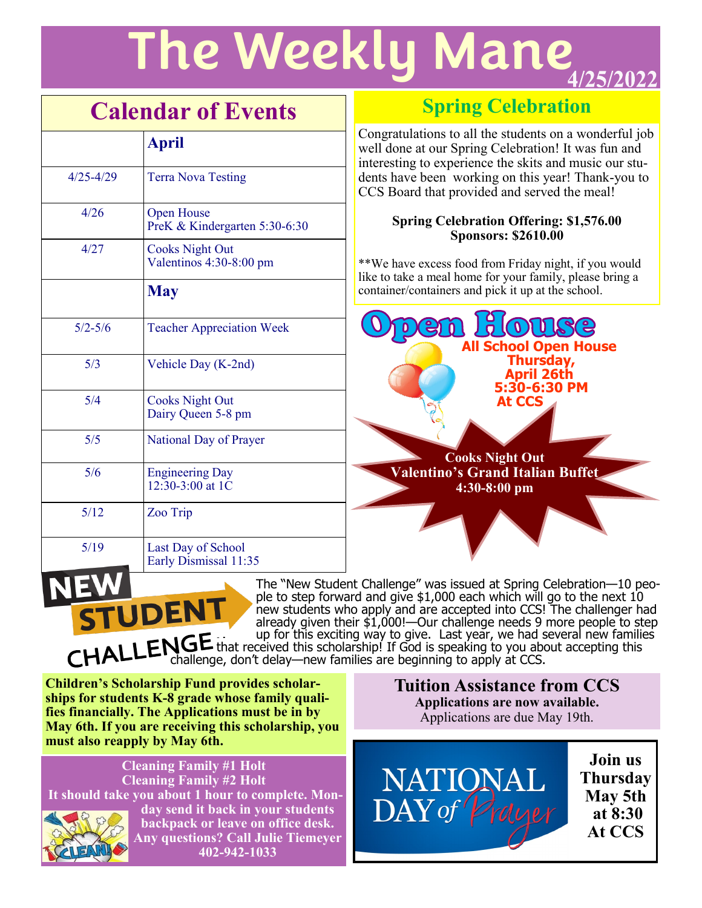# The Weekly Mane

4/25/2022

## Calendar of Events

| | April |
|---|---|
| 4/25-4/29 | Terra Nova Testing |
| 4/26 | Open House<br>PreK & Kindergarten 5:30-6:30 |
| 4/27 | Cooks Night Out<br>Valentinos 4:30-8:00 pm |
| | **May** |
| 5/2-5/6 | Teacher Appreciation Week |
| 5/3 | Vehicle Day (K-2nd) |
| 5/4 | Cooks Night Out<br>Dairy Queen 5-8 pm |
| 5/5 | National Day of Prayer |
| 5/6 | Engineering Day<br>12:30-3:00 at 1C |
| 5/12 | Zoo Trip |
| 5/19 | Last Day of School<br>Early Dismissal 11:35 |

## Spring Celebration

Congratulations to all the students on a wonderful job well done at our Spring Celebration! It was fun and interesting to experience the skits and music our students have been working on this year! Thank-you to CCS Board that provided and served the meal!

**Spring Celebration Offering: $1,576.00**
**Sponsors: $2610.00**

**We have excess food from Friday night, if you would like to take a meal home for your family, please bring a container/containers and pick it up at the school.

## Open House

**All School Open House**
**Thursday, April 26th**
**5:30-6:30 PM**
**At CCS**

**Cooks Night Out**
**Valentino's Grand Italian Buffet**
**4:30-8:00 pm**

## NEW STUDENT CHALLENGE

The "New Student Challenge" was issued at Spring Celebration—10 people to step forward and give $1,000 each which will go to the next 10 new students who apply and are accepted into CCS! The challenger had already given their $1,000!—Our challenge needs 9 more people to step up for this exciting way to give. Last year, we had several new families that received this scholarship! If God is speaking to you about accepting this challenge, don't delay—new families are beginning to apply at CCS.

**Children's Scholarship Fund provides scholarships for students K-8 grade whose family qualifies financially. The Applications must be in by May 6th. If you are receiving this scholarship, you must also reapply by May 6th.**

### Tuition Assistance from CCS

**Applications are now available.**
Applications are due May 19th.

**Cleaning Family #1 Holt**
**Cleaning Family #2 Holt**
**It should take you about 1 hour to complete. Monday send it back in your students backpack or leave on office desk. Any questions? Call Julie Tiemeyer 402-942-1033**

NATIONAL DAY of Prayer

**Join us Thursday May 5th at 8:30 At CCS**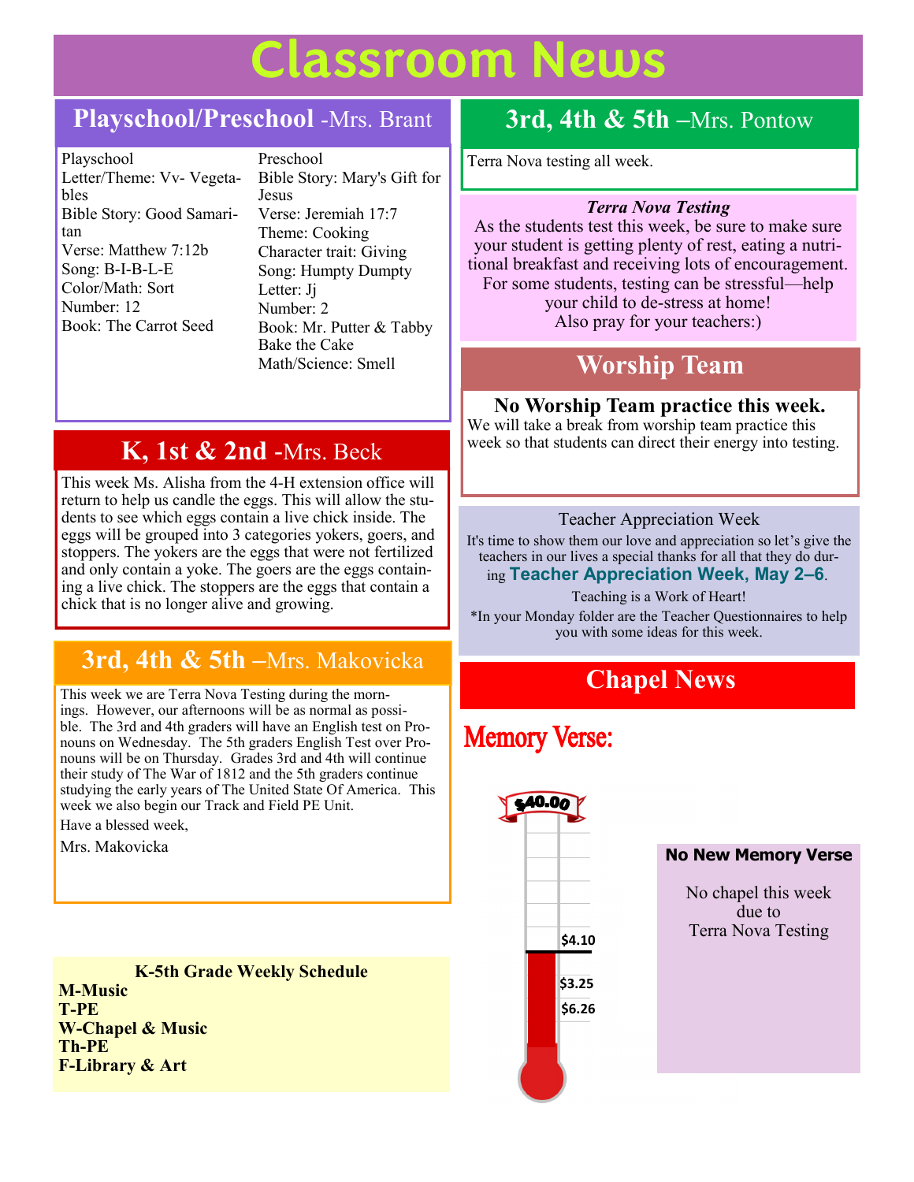# Classroom News

## Playschool/Preschool -Mrs. Brant

Playschool
Letter/Theme: Vv- Vegetables
Bible Story: Good Samaritan
Verse: Matthew 7:12b
Song: B-I-B-L-E
Color/Math: Sort
Number: 12
Book: The Carrot Seed

Preschool
Bible Story: Mary's Gift for Jesus
Verse: Jeremiah 17:7
Theme: Cooking
Character trait: Giving
Song: Humpty Dumpty
Letter: Jj
Number: 2
Book: Mr. Putter & Tabby Bake the Cake
Math/Science: Smell

## K, 1st & 2nd -Mrs. Beck

This week Ms. Alisha from the 4-H extension office will return to help us candle the eggs. This will allow the students to see which eggs contain a live chick inside. The eggs will be grouped into 3 categories yokers, goers, and stoppers. The yokers are the eggs that were not fertilized and only contain a yoke. The goers are the eggs containing a live chick. The stoppers are the eggs that contain a chick that is no longer alive and growing.

## 3rd, 4th & 5th –Mrs. Makovicka

This week we are Terra Nova Testing during the mornings. However, our afternoons will be as normal as possible. The 3rd and 4th graders will have an English test on Pronouns on Wednesday. The 5th graders English Test over Pronouns will be on Thursday. Grades 3rd and 4th will continue their study of The War of 1812 and the 5th graders continue studying the early years of The United State Of America. This week we also begin our Track and Field PE Unit.

Have a blessed week,

Mrs. Makovicka

**K-5th Grade Weekly Schedule**

**M-Music**
**T-PE**
**W-Chapel & Music**
**Th-PE**
**F-Library & Art**

## 3rd, 4th & 5th –Mrs. Pontow

Terra Nova testing all week.

***Terra Nova Testing***

As the students test this week, be sure to make sure your student is getting plenty of rest, eating a nutritional breakfast and receiving lots of encouragement. For some students, testing can be stressful—help your child to de-stress at home!
Also pray for your teachers:)

## Worship Team

**No Worship Team practice this week.**

We will take a break from worship team practice this week so that students can direct their energy into testing.

Teacher Appreciation Week

It's time to show them our love and appreciation so let's give the teachers in our lives a special thanks for all that they do during **Teacher Appreciation Week, May 2–6**.

Teaching is a Work of Heart!

*In your Monday folder are the Teacher Questionnaires to help you with some ideas for this week.

## Chapel News

**Memory Verse:**

$40.00
$4.10
$3.25
$6.26

**No New Memory Verse**

No chapel this week due to Terra Nova Testing